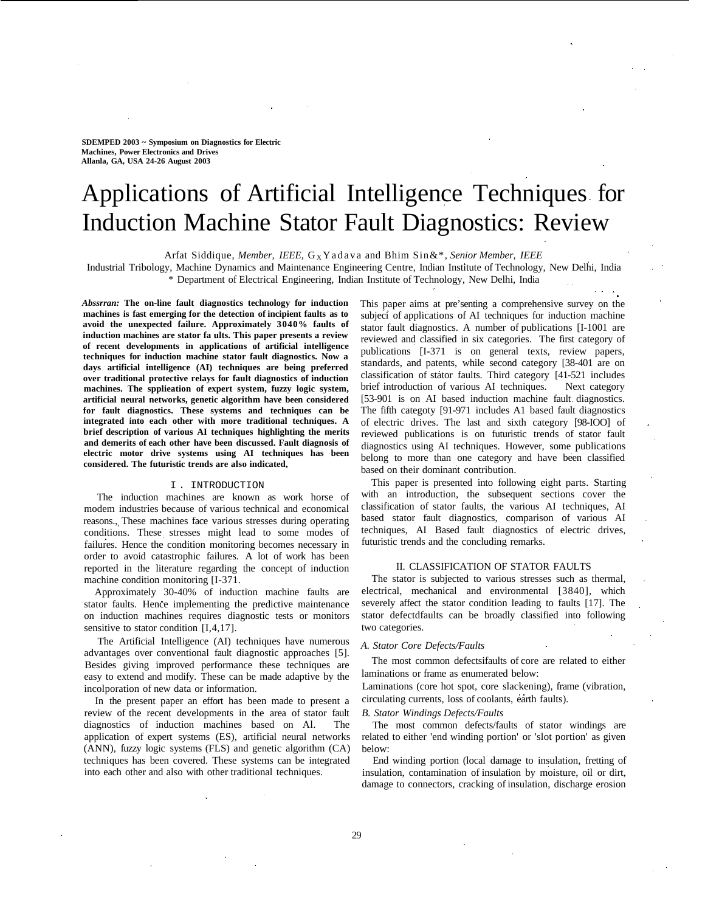SDEMPED 2003 ~ Symposium on Diagnostics for Electric Machines, Power Electronics and Drives
Allanla, GA, USA 24-26 August 2003

# Applications of Artificial Intelligence Techniques for Induction Machine Stator Fault Diagnostics: Review

Arfat Siddique, *Member, IEEE,* G X Yadava and Bhim Sin&*, *Senior Member, IEEE*
Industrial Tribology, Machine Dynamics and Maintenance Engineering Centre, Indian Institute of Technology, New Delhi, India
\* Department of Electrical Engineering, Indian Institute of Technology, New Delhi, India

***Abssrran:* The on-line fault diagnostics technology for induction machines is fast emerging for the detection of incipient faults as to avoid the unexpected failure. Approximately 3040% faults of induction machines are stator fa ults. This paper presents a review of recent developments in applications of artificial intelligence techniques for induction machine stator fault diagnostics. Now a days artificial intelligence (AI) techniques are being preferred over traditional protective relays for fault diagnostics of induction machines. The spplieation of expert system, fuzzy logic system, artificial neural networks, genetic algorithm have been considered for fault diagnostics. These systems and techniques can be integrated into each other with more traditional techniques. A brief description of various AI techniques highlighting the merits and demerits of each other have been discussed. Fault diagnosis of electric motor drive systems using AI techniques has been considered. The futuristic trends are also indicated,**

## I. INTRODUCTION

The induction machines are known as work horse of modem industries because of various technical and economical reasons. These machines face various stresses during operating conditions. These stresses might lead to some modes of failures. Hence the condition monitoring becomes necessary in order to avoid catastrophic failures. A lot of work has been reported in the literature regarding the concept of induction machine condition monitoring [I-371.

Approximately 30-40% of induction machine faults are stator faults. Hence implementing the predictive maintenance on induction machines requires diagnostic tests or monitors sensitive to stator condition [I,4,17].

The Artificial Intelligence (AI) techniques have numerous advantages over conventional fault diagnostic approaches [5]. Besides giving improved performance these techniques are easy to extend and modify. These can be made adaptive by the incolporation of new data or information.

In the present paper an effort has been made to present a review of the recent developments in the area of stator fault diagnostics of induction machines based on Al. The application of expert systems (ES), artificial neural networks (ANN), fuzzy logic systems (FLS) and genetic algorithm (CA) techniques has been covered. These systems can be integrated into each other and also with other traditional techniques.

This paper aims at pre'senting a comprehensive survey on the subject of applications of AI techniques for induction machine stator fault diagnostics. A number of publications [I-1001 are reviewed and classified in six categories. The first category of publications [I-371 is on general texts, review papers, standards, and patents, while second category [38-401 are on classification of stator faults. Third category [41-521 includes brief introduction of various AI techniques. Next category [53-901 is on AI based induction machine fault diagnostics. The fifth category [91-971 includes A1 based fault diagnostics of electric drives. The last and sixth category [98-IOO] of reviewed publications is on futuristic trends of stator fault diagnostics using AI techniques. However, some publications belong to more than one category and have been classified based on their dominant contribution.

This paper is presented into following eight parts. Starting with an introduction, the subsequent sections cover the classification of stator faults, the various AI techniques, AI based stator fault diagnostics, comparison of various AI techniques, AI Based fault diagnostics of electric drives, futuristic trends and the concluding remarks.

## II. CLASSIFICATION OF STATOR FAULTS

The stator is subjected to various stresses such as thermal, electrical, mechanical and environmental [3840], which severely affect the stator condition leading to faults [17]. The stator defectdfaults can be broadly classified into following two categories.

### *A. Stator Core Defects/Faults*

The most common defectsifaults of core are related to either laminations or frame as enumerated below:

Laminations (core hot spot, core slackening), frame (vibration, circulating currents, loss of coolants, earth faults).

### *B. Stator Windings Defects/Faults*

The most common defects/faults of stator windings are related to either 'end winding portion' or 'slot portion' as given below:

End winding portion (local damage to insulation, fretting of insulation, contamination of insulation by moisture, oil or dirt, damage to connectors, cracking of insulation, discharge erosion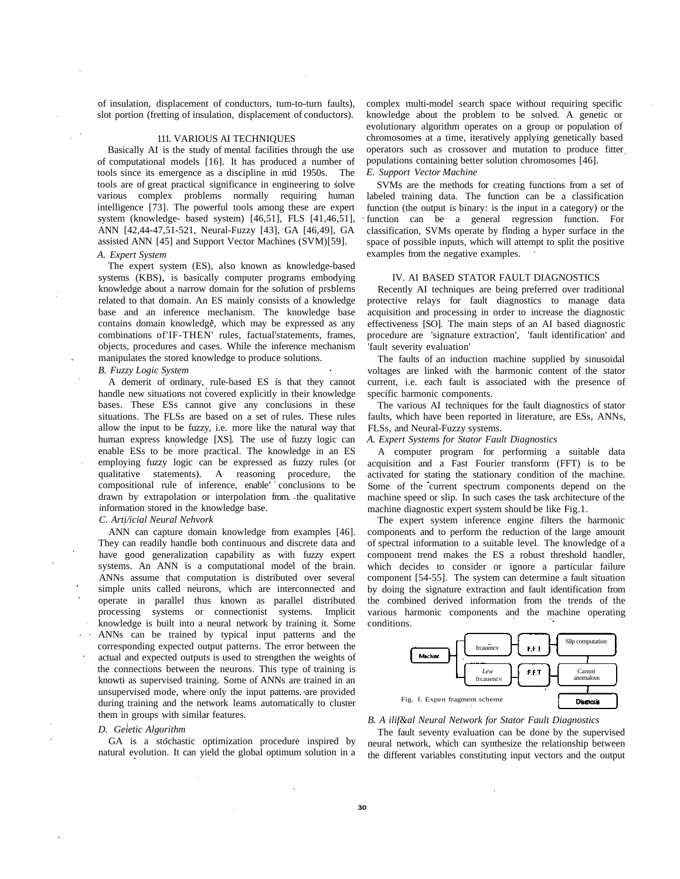of insulation, displacement of conductors, tum-to-turn faults), slot portion (fretting of insulation, displacement of conductors).

## 111. VARIOUS AI TECHNIQUES

Basically AI is the study of mental facilities through the use of computational models [16]. It has produced a number of tools since its emergence as a discipline in mid 1950s. The tools are of great practical significance in engineering to solve various complex problems normally requiring human intelligence [73]. The powerful tools among these are expert system (knowledge- based system) [46,51], FLS [41,46,51], ANN [42,44-47,51-521, Neural-Fuzzy [43], GA [46,49], GA assisted ANN [45] and Support Vector Machines (SVM)[59].

### *A. Expert System*

The expert system (ES), also known as knowledge-based systems (KBS), is basically computer programs embodying knowledge about a narrow domain for the solution of prsblems related to that domain. An ES mainly consists of a knowledge base and an inference mechanism. The knowledge base contains domain knowledgê, which may be expressed as any combinations of'IF-THEN' rules, factual'statements, frames, objects, procedures and cases. While the inference mechanism manipulates the stored knowledge to produce solutions.

### *B. Fuzzy Logic System*

A demerit of ordinary, rule-based ES is that they cannot handle new situations not covered explicitly in their knowledge bases. These ESs cannot give any conclusions in these situations. The FLSs are based on a set of rules. These rules allow the input to be fuzzy, i.e. more like the natural way that human express knowledge [XS]. The use of fuzzy logic can enable ESs to be more practical. The knowledge in an ES employing fuzzy logic can be expressed as fuzzy rules (or qualitative statements). A reasoning procedure, the compositional rule of inference, enable' conclusions to be drawn by extrapolation or interpolation from. the qualitative information stored in the knowledge base.

### *C. Arti/icial Neural Nehvork*

ANN can capture domain knowledge from examples [46]. They can readily handle both continuous and discrete data and have good generalization capability as with fuzzy expert systems. An ANN is a computational model of the brain. ANNs assume that computation is distributed over several simple units called neurons, which are interconnected and operate in parallel thus known as parallel distributed processing systems or connectionist systems. Implicit knowledge is built into a neural network by training it. Some ANNs can be trained by typical input patterns and the corresponding expected output patterns. The error between the actual and expected outputs is used to strengthen the weights of the connections between the neurons. This type of training is knowti as supervised training. Some of ANNs are trained in an unsupervised mode, where only the input pattems. are provided during training and the network leams automatically to cluster them in groups with similar features.

### *D. Geletic Algorithm*

GA is a stóchastic optimization procedure inspired by natural evolution. It can yield the global optimum solution in a complex multi-model search space without requiring specific knowledge about the problem to be solved. A genetic or evolutionary algorithm operates on a group or population of chromosomes at a time, iteratively applying genetically based operators such as crossover and mutation to produce fitter populations containing better solution chromosomes [46].

### *E. Support Vector Machine*

SVMs are the methods for creating functions from a set of labeled training data. The function can be a classification function (the output is binary: is the input in a category) or the function can be a general regression function. For classification, SVMs operate by finding a hyper surface in the space of possible inputs, which will attempt to split the positive examples from the negative examples.

## IV. AI BASED STATOR FAULT DIAGNOSTICS

Recently AI techniques are being preferred over traditional protective relays for fault diagnostics to manage data acquisition and processing in order to increase the diagnostic effectiveness [SO]. The main steps of an AI based diagnostic procedure are 'signature extraction', 'fault identification' and 'fault severity evaluation'

The faults of an induction machine supplied by sinusoidal voltages are linked with the harmonic content of the stator current, i.e. each fault is associated with the presence of specific harmonic components.

The various AI techniques for the fault diagnostics of stator faults, which have been reported in literature, are ESs, ANNs, FLSs, and Neural-Fuzzy systems.

### *A. Expert Systems for Stator Fault Diagnostics*

A computer program for performing a suitable data acquisition and a Fast Fourier transform (FFT) is to be activated for stating the stationary condition of the machine. Some of the current spectrum components depend on the machine speed or slip. In such cases the task architecture of the machine diagnostic expert system should be like Fig.1.

The expert system inference engine filters the harmonic components and to perform the reduction of the large amount of spectral information to a suitable level. The knowledge of a component trend makes the ES a robust threshold handler, which decides to consider or ignore a particular failure component [54-55]. The system can determine a fault situation by doing the signature extraction and fault identification from the combined derived information from the trends of the various harmonic components and the machine operating conditions.

Machine

frcauencv

F.F.T

Sllp computation

Lew frcauencv

F.F.T

Camnt anomalous

Disenosis

Fig. I. Expen fragment scheme

### *B. A ilif&al Neural Network for Stator Fault Diagnostics*

The fault seventy evaluation can be done by the supervised neural network, which can synthesize the relationship between the different variables constituting input vectors and the output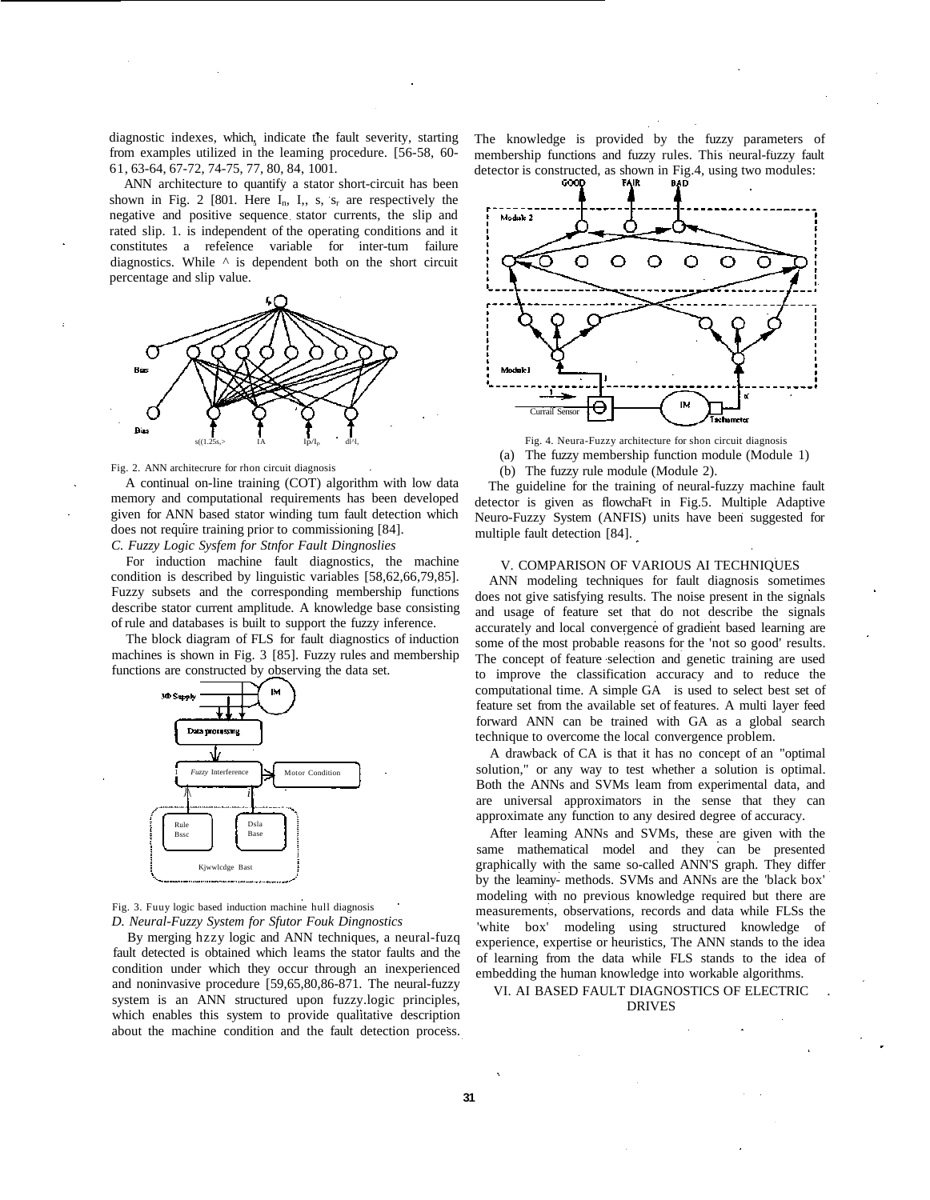diagnostic indexes, which indicate the fault severity, starting from examples utilized in the learning procedure. [56-58, 60-61, 63-64, 67-72, 74-75, 77, 80, 84, 100].

ANN architecture to quantify a stator short-circuit has been shown in Fig. 2 [80]. Here $I_n$, $I_r$, s, $s_r$ are respectively the negative and positive sequence stator currents, the slip and rated slip. 1. is independent of the operating conditions and it constitutes a reference variable for inter-turn failure diagnostics. While ^ is dependent both on the short circuit percentage and slip value.

Fig. 2. ANN architecrure for rhon circuit diagnosis

A continual on-line training (COT) algorithm with low data memory and computational requirements has been developed given for ANN based stator winding turn fault detection which does not require training prior to commissioning [84].

*C. Fuzzy Logic Sysfem for Stnfor Fault Dingnoslies*

For induction machine fault diagnostics, the machine condition is described by linguistic variables [58,62,66,79,85]. Fuzzy subsets and the corresponding membership functions describe stator current amplitude. A knowledge base consisting of rule and databases is built to support the fuzzy inference.

The block diagram of FLS for fault diagnostics of induction machines is shown in Fig. 3 [85]. Fuzzy rules and membership functions are constructed by observing the data set.

Fig. 3. Fuuy logic based induction machine hull diagnosis

*D. Neural-Fuzzy System for Sfutor Fouk Dingnostics*

By merging hzzy logic and ANN techniques, a neural-fuzq fault detected is obtained which leams the stator faults and the condition under which they occur through an inexperienced and noninvasive procedure [59,65,80,86-87]. The neural-fuzzy system is an ANN structured upon fuzzy logic principles, which enables this system to provide qualitative description about the machine condition and the fault detection process. The knowledge is provided by the fuzzy parameters of membership functions and fuzzy rules. This neural-fuzzy fault detector is constructed, as shown in Fig.4, using two modules:

Fig. 4. Neura-Fuzzy architecture for shon circuit diagnosis

(a) The fuzzy membership function module (Module 1)

(b) The fuzzy rule module (Module 2).

The guideline for the training of neural-fuzzy machine fault detector is given as flowchaFt in Fig.5. Multiple Adaptive Neuro-Fuzzy System (ANFIS) units have been suggested for multiple fault detection [84].

## V. COMPARISON OF VARIOUS AI TECHNIQUES

ANN modeling techniques for fault diagnosis sometimes does not give satisfying results. The noise present in the signals and usage of feature set that do not describe the signals accurately and local convergence of gradient based learning are some of the most probable reasons for the 'not so good' results. The concept of feature selection and genetic training are used to improve the classification accuracy and to reduce the computational time. A simple GA is used to select best set of feature set from the available set of features. A multi layer feed forward ANN can be trained with GA as a global search technique to overcome the local convergence problem.

A drawback of CA is that it has no concept of an "optimal solution," or any way to test whether a solution is optimal. Both the ANNs and SVMs leam from experimental data, and are universal approximators in the sense that they can approximate any function to any desired degree of accuracy.

After leaming ANNs and SVMs, these are given with the same mathematical model and they can be presented graphically with the same so-called ANN'S graph. They differ by the leaminy- methods. SVMs and ANNs are the 'black box' modeling with no previous knowledge required but there are measurements, observations, records and data while FLSs the 'white box' modeling using structured knowledge of experience, expertise or heuristics, The ANN stands to the idea of learning from the data while FLS stands to the idea of embedding the human knowledge into workable algorithms.

## VI. AI BASED FAULT DIAGNOSTICS OF ELECTRIC DRIVES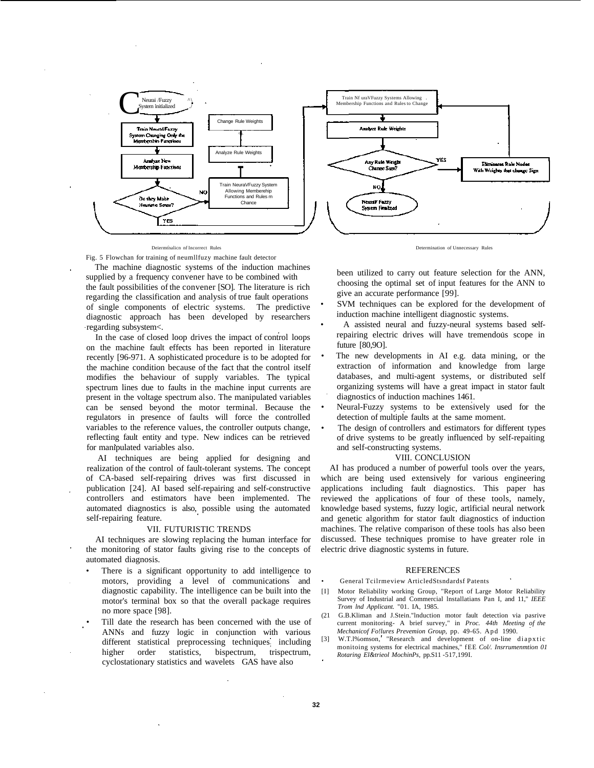Neurai /Fuzzy System initialized

Train Neural/Fuzzy System Changing Only the Membership Functions

Analyze New Membership Functions

Do they Make Heuristic Sense?

NO

YES

Change Rule Weights

Analyze Rule Weights

Train NeuraVFuzzy System Allowing Memberehip Functions and Rules m Chance

Train Nf uraVFuzzy Systems Allowing Membership Functions and Rules to Change

Analyze Rule Weights

Any Rule Weight Change Sign?

YES

Eliminates Rule Nodes With Weights that change Sign

NO

Neural/ Fuzzy System Finalized

Deiermínalicn nf Incorrect Rules

Determination of Unnecessary Rules

Fig. 5 Flowchan for training of neumllfuzy machine fault detector

The machine diagnostic systems of the induction machines supplied by a frequency convener have to be combined with the fault possibilities of the convener [SO]. The literature is rich regarding the classification and analysis of true fault operations of single components of electric systems. The predictive diagnostic approach has been developed by researchers regarding subsystem<.

In the case of closed loop drives the impact of control loops on the machine fault effects has been reported in literature recently [96-971. A sophisticated procedure is to be adopted for the machine condition because of the fact that the control itself modifies the behaviour of supply variables. The typical spectrum lines due to faults in the machine input currents are present in the voltage spectrum also. The manipulated variables can be sensed beyond the motor terminal. Because the regulators in presence of faults will force the controlled variables to the reference values, the controller outputs change, reflecting fault entity and type. New indices can be retrieved for manipulated variables also.

AI techniques are being applied for designing and realization of the control of fault-tolerant systems. The concept of CA-based self-repairing drives was first discussed in publication [24]. AI based self-repairing and self-constructive controllers and estimators have been implemented. The automated diagnostics is also, possible using the automated self-repairing feature.

## VII. FUTURISTIC TRENDS

AI techniques are slowing replacing the human interface for the monitoring of stator faults giving rise to the concepts of automated diagnosis.

- There is a significant opportunity to add intelligence to motors, providing a level of communications and diagnostic capability. The intelligence can be built into the motor's terminal box so that the overall package requires no more space [98].
- Till date the research has been concerned with the use of ANNs and fuzzy logic in conjunction with various different statistical preprocessing techniques including higher order statistics, bispectrum, trispectrum, cyclostationary statistics and wavelets GAS have also been utilized to carry out feature selection for the ANN, choosing the optimal set of input features for the ANN to give an accurate performance [99].
- SVM techniques can be explored for the development of induction machine intelligent diagnostic systems.
- A assisted neural and fuzzy-neural systems based self-repairing electric drives will have tremendous scope in future [80,9O].
- The new developments in AI e.g. data mining, or the extraction of information and knowledge from large databases, and multi-agent systems, or distributed self organizing systems will have a great impact in stator fault diagnostics of induction machines 1461.
- Neural-Fuzzy systems to be extensively used for the detection of multiple faults at the same moment.
- The design of controllers and estimators for different types of drive systems to be greatly influenced by self-repaiting and self-constructing systems.

## VIII. CONCLUSION

AI has produced a number of powerful tools over the years, which are being used extensively for various engineering applications including fault diagnostics. This paper has reviewed the applications of four of these tools, namely, knowledge based systems, fuzzy logic, artificial neural network and genetic algorithm for stator fault diagnostics of induction machines. The relative comparison of these tools has also been discussed. These techniques promise to have greater role in electric drive diagnostic systems in future.

## REFERENCES

- General Tcilrmeview ArticledStsndardsf Patents

[1] Motor Reliability working Group, "Report of Large Motor Reliability Survey of Industrial and Commercial lnstallatians Pan I, and 11," *IEEE Trom lnd Applicant.* "01. IA, 1985.

(21 G.B.Kliman and J.Stein."lnduction motor fault detection via pasrive current monitoring- A brief survey," in *Proc. 44th Meeting of the Mechanicof Fo!lures Prevemion Group,* pp. 49-65. Apd 1990.

[3] W.T.l%omson," "Research and development of on-line diapxtic monitoing systems for electrical machines," fEE *Col/. Insrrumenmtion 01 Rotaring El&trieol MochinPs,* pp.S11 -517,199I.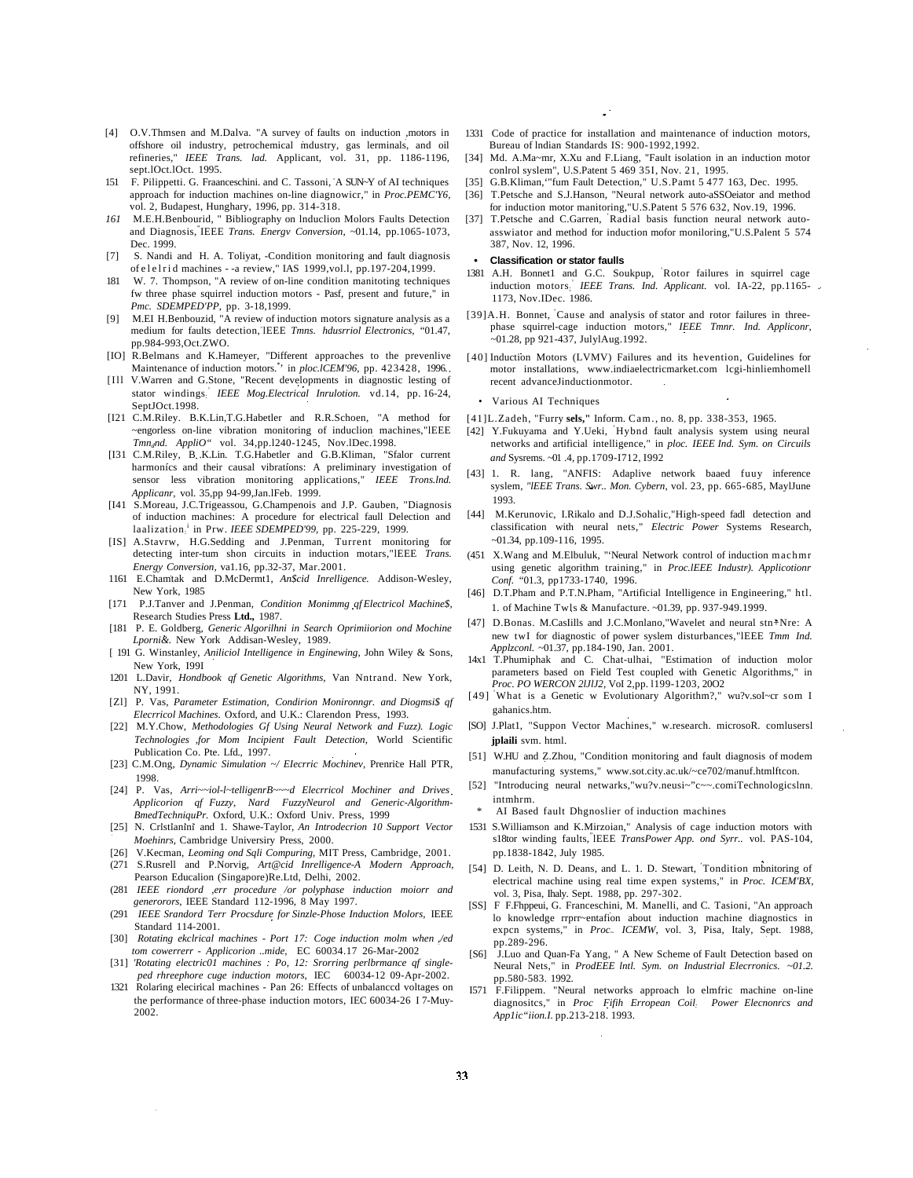[4] O.V.Thmsen and M.Dalva. "A survey of faults on induction motors in offshore oil industry, petrochemical industry, gas lerminals, and oil refineries," *IEEE Trans. lad.* Applicant, vol. 31, pp. 1186-1196, sept.lOct.lOct. 1995.

151 F. Pilippetti. G. Fraanceschini. and C. Tassoni, A SUN~Y of AI techniques approach for induction machines on-line diagnowicr," in *Proc.PEMC'Y6*, vol. 2, Budapest, Hunghary, 1996, pp. 314-318.

*161* M.E.H.Benbourid, " Bibliography on lnduclion Molors Faults Detection and Diagnosis, IEEE *Trans. Energv Conversion*, ~01.14, pp.1065-1073, Dec. 1999.

[7] S. Nandi and H. A. Toliyat, -Condition monitoring and fault diagnosis of e l e l r i d machines - -a review," IAS 1999,vol.l, pp.197-204,1999.

181 W. 7. Thompson, "A review of on-line condition manitoting techniques fw three phase squirrel induction motors - Pasf, present and future," in *Pmc. SDEMPED'PP*, pp. 3-18,1999.

[9] M.EI H.Benbouzid, "A review of induction motors signature analysis as a medium for faults detection, lEEE *Tmns. hdusrriol Electronics*, "01.47, pp.984-993,Oct.ZWO.

[IO] R.Belmans and K.Hameyer, "Different approaches to the prevenlive Maintenance of induction motors." in *ploc.lCEM'96*, pp. 423428, 1996.

[I1l V.Warren and G.Stone, "Recent developments in diagnostic lesting of stator windings. *IEEE Mog.Electrical Inrulotion.* vd.14, pp. 16-24, SeptJOct.1998.

[I21 C.M.Riley. B.K.Lin,T.G.Habetler and R.R.Schoen, "A method for ~engorless on-line vibration monitoring of induclion machines,"lEEE *Tmn,nd. AppliO"* vol. 34,pp.l240-1245, Nov.lDec.1998.

[I31 C.M.Riley, B. .K.Lin. T.G.Habetler and G.B.Kliman, "Sfalor current harmonics and their causal vibrations: A preliminary investigation of sensor less vibration monitoring applications," *IEEE Trons.lnd. Applicanr*, vol. 35,pp 94-99,Jan.lFeb. 1999.

[I41 S.Moreau, J.C.Trigeassou, G.Champenois and J.P. Gauben, "Diagnosis of induction machines: A procedure for electrical faull Delection and laalization. in Prw. *IEEE SDEMPED'99*, pp. 225-229, 1999.

[IS] A.Stavrw, H.G.Sedding and J.Penman, Turrent monitoring for detecting inter-tum shon circuits in induction motars,"lEEE *Trans. Energy Conversion*, va1.16, pp.32-37, Mar.2001.

1161 E.Chamtak and D.McDermt1, *An$cid Inrelligence.* Addison-Wesley, New York, 1985

[171 P.J.Tanver and J.Penman, *Condition Monimmg qf Electricol Machine$*, Research Studies Press **Ltd.,** 1987.

[181 P. E. Goldberg, *Generic Algorilhni in Search Oprimiiorion ond Mochine Lporni&.* New York Addisan-Wesley, 1989.

[ 191 G. Winstanley, *Aniliciol Intelligence in Enginewing*, John Wiley & Sons, New York, I99I

1201 L.Davir, *Hondbook qf Genetic Algorithms*, Van Nntrand. New York, NY, 1991.

[Z1] P. Vas, *Parameter Estimation, Condirion Monirorngr. and Diogmsi$ qf Elecrricol Machines.* Oxford, and U.K.: Clarendon Press, 1993.

[22] M.Y.Chow, *Methodologies Gf Using Neural Network and Fuzz). Logic Technologies for Mom Incipient Fault Detection*, World Scientific Publication Co. Pte. Lfd., 1997.

[23] C.M.Ong, *Dynamic Simulation ~/ EIecrric Mochinev*, Prenrice Hall PTR, 1998.

[24] P. Vas, *Arri~~iol-l~telligenrB~~~d Elecrricol Mochiner and Drives Applicorion qf Fuzzy, Nard FuzzyNeurol and Generic-Algorithm-BmedTechniquPr.* Oxford, U.K.: Oxford Univ. Press, 1999

[25] N. Cristianini and 1. Shawe-Taylor, *An Introdecrion 10 Support Vector Moehinrs*, Cambridge Universiry Press, 2000.

[26] V.Kecman, *Leoming ond Sqli Compuring*, MIT Press, Cambridge, 2001.

(271 S.Rusrell and P.Norvig, *Art@cid Inrelligence-A Modern Approach*, Pearson Educalion (Singapore)Re.Ltd, Delhi, 2002.

(281 *IEEE riondord err procedure /or polyphase induction moiorr and generorors*, IEEE Standard 112-1996, 8 May 1997.

(291 *IEEE Srandord Terr Procsdure for Sinzle-Phose Induction Molors*, IEEE Standard 114-2001.

[30] *Rotating ekclrical machines - Port 17: Coge induction molm when /ed tom cowerrerr - Applicorion ..mide*, EC 60034.17 26-Mar-2002

[31] *'Rotating electric01 machines : Po, 12: Srorring perlbrmance qf single-ped rhreephore cuge induction motors*, IEC 60034-12 09-Apr-2002.

1321 Rolaring elecirical machines - Pan 26: Effects of unbalanccd voltages on the performance of three-phase induction motors, IEC 60034-26 I 7-Muy-2002.

1331 Code of practice for installation and maintenance of induction motors, Bureau of lndian Standards IS: 900-1992,1992.

[34] Md. A.Ma~mr, X.Xu and F.Liang, "Fault isolation in an induction motor conlrol syslem", U.S.Patent 5 469 35I, Nov. 21, 1995.

[35] G.B.Kliman,'"fum Fault Detection," U.S.Pamt 5 477 163, Dec. 1995.

[36] T.Petsche and S.J.Hanson, "Neural network auto-aSSOeiator and method for induction motor manitoring,"U.S.Patent 5 576 632, Nov.19, 1996.

[37] T.Petsche and C.Garren, Radial basis function neural network auto-asswiator and method for induction mofor moniloring,"U.S.Palent 5 574 387, Nov. 12, 1996.

- **Classification or stator faulls**

1381 A.H. Bonnet1 and G.C. Soukpup, Rotor failures in squirrel cage induction motors. *IEEE Trans. Ind. Applicant.* vol. IA-22, pp.1165-1173, Nov.IDec. 1986.

[39]A.H. Bonnet, Cause and analysis of stator and rotor failures in three-phase squirrel-cage induction motors," *IEEE Tmnr. Ind. Appliconr*, ~01.28, pp 921-437, JulylAug.1992.

[40] Induction Motors (LVMV) Failures and its hevention, Guidelines for motor installations, www.indiaelectricmarket.com lcgi-hinliemhomell recent advanceJinductionmotor.

- Various AI Techniques

[41]L.Zadeh, "Furry **sels,"** Inform. Cam., no. 8, pp. 338-353, 1965.

[42] Y.Fukuyama and Y.Ueki, Hybnd fault analysis system using neural networks and artificial intelligence," in *ploc. IEEE Ind. Sym. on Circuils and* Sysrems. ~01 .4, pp.1709-I712, I992

[43] 1. R. lang, "ANFIS: Adaplive network baaed fuuy inference syslem, *"lEEE Trans. Swr.. Mon. Cybern*, vol. 23, pp. 665-685, MaylJune 1993.

[44] M.Kerunovic, I.Rikalo and D.J.Sohalic,"High-speed fadl detection and classification with neural nets," *Electric Power* Systems Research, ~01.34, pp.109-116, 1995.

(451 X.Wang and M.Elbuluk, "'Neural Network control of induction machmr using genetic algorithm training," in *Proc.lEEE Industr). Applicotionr Conf.* "01.3, pp1733-1740, 1996.

[46] D.T.Pham and P.T.N.Pham, "Artificial Intelligence in Engineering," htl. 1. of Machine Twls & Manufacture. ~01.39, pp. 937-949.1999.

[47] D.Bonas. M.Caslills and J.C.Monlano,"Wavelet and neural stn Nre: A new twI for diagnostic of power syslem disturbances,"lEEE *Tmm Ind. Applzconl.* ~01.37, pp.184-190, Jan. 2001.

14x1 T.Phumiphak and C. Chat-ulhai, "Estimation of induction molor parameters based on Field Test coupled with Genetic Algorithms," in *Proc. PO WERCON 2lJlJ2*, Vol 2,pp. l199-1203, 20O2

[49] What is a Genetic w Evolutionary Algorithm?," wu?v.sol~cr som I gahanics.htm.

[SO] J.Plat1, "Suppon Vector Machines," w.research. microsoR. comlusersl **jplaili** svm. html.

[51] W.HU and Z.Zhou, "Condition monitoring and fault diagnosis of modem manufacturing systems," www.sot.city.ac.uk/~ce702/manuf.htmlftcon.

[52] "Introducing neural netwarks,"wu?v.neusi~"c~~.comiTechnologicslnn. intmhrm.

- AI Based fault Dhgnoslier of induction machines

1531 S.Williamson and K.Mirzoian," Analysis of cage induction motors with s18tor winding faults, lEEE *TransPower App. ond Syrr..* vol. PAS-104, pp.1838-1842, July 1985.

[54] D. Leith, N. D. Deans, and L. 1. D. Stewart, Tondition mbnitoring of electrical machine using real time expen systems," in *Proc. ICEM'BX*, vol. 3, Pisa, Ihaly. Sept. 1988, pp. 297-302.

[SS] F F.Fhppeui, G. Franceschini, M. Manelli, and C. Tasioni, "An approach lo knowledge rrprr~entafion about induction machine diagnostics in expcn systems," in *Proc. ICEMW*, vol. 3, Pisa, Italy, Sept. 1988, pp.289-296.

[S6] J.Luo and Quan-Fa Yang, " A New Scheme of Fault Detection based on Neural Nets," in *ProdEEE lntl. Sym. on Industrial Elecrronics. ~01.2.* pp.580-583. 1992.

I571 F.Filippem. "Neural networks approach lo elmfric machine on-line diagnositcs," in *Proc Fifih Erropean Coil: Power Elecnonrcs and App1ic"iion.I.* pp.213-218. 1993.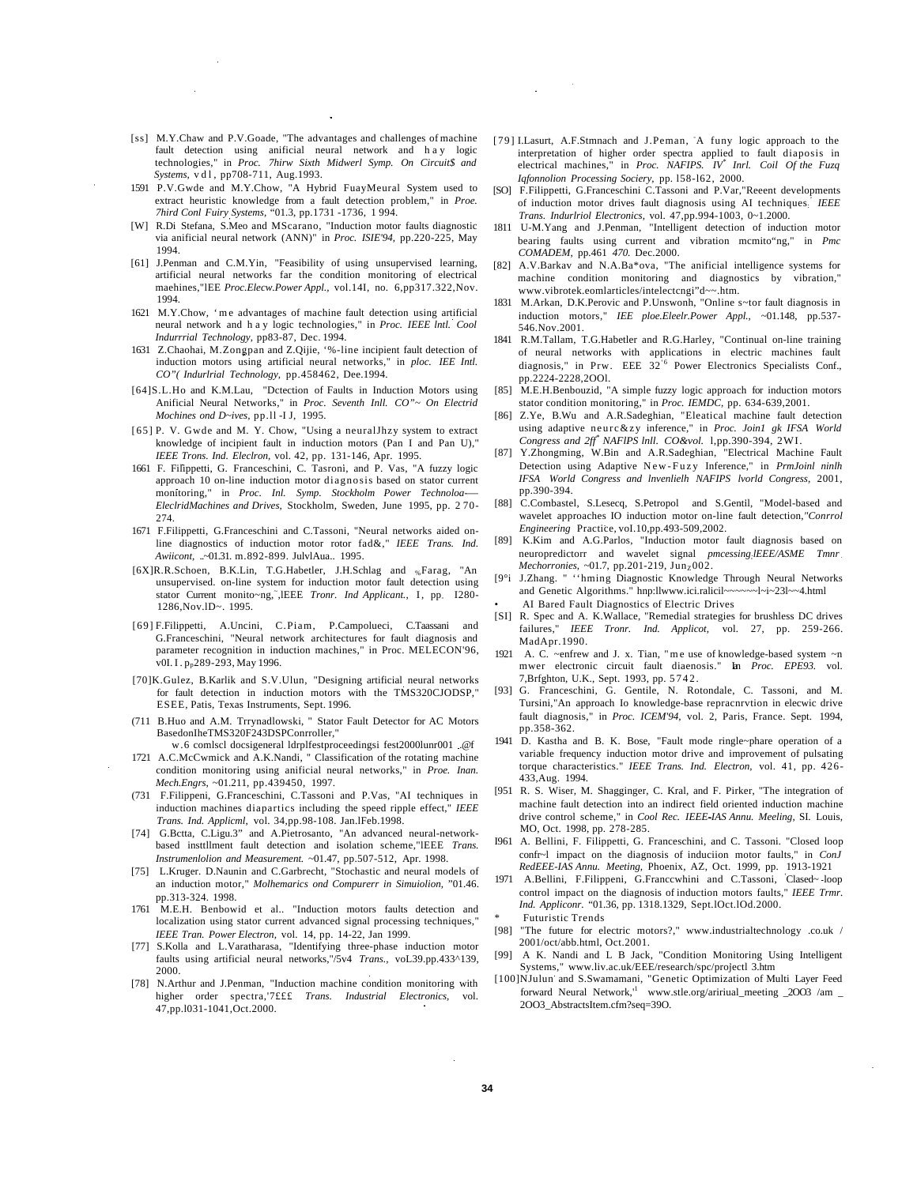[ss] M.Y.Chaw and P.V.Goade, "The advantages and challenges of machine fault detection using anificial neural network and h a y logic technologies," in *Proc. 7hirw Sixth Midwerl Symp. On Circuit$ and Systems*, v d l , pp708-711, Aug.1993.

1591 P.V.Gwde and M.Y.Chow, "A Hybrid FuayMeural System used to extract heuristic knowledge from a fault detection problem," in *Proe. 7hird Conl Fuiry Systems*, "01.3, pp.1731 -1736, 1 994.

[W] R.Di Stefana, S.Meo and MScarano, "Induction motor faults diagnostic via anificial neural network (ANN)" in *Proc. ISIE'94*, pp.220-225, May 1994.

[61] J.Penman and C.M.Yin, "Feasibility of using unsupervised learning, artificial neural networks far the condition monitoring of electrical maehines,"lEE *Proc.Elecw.Power Appl.*, vol.14I, no. 6,pp317.322,Nov. 1994.

1621 M.Y.Chow, ' m e advantages of machine fault detection using artificial neural network and h a y logic technologies," in *Proc. IEEE lntl. Cool Indurrrial Technology*, pp83-87, Dec. 1994.

1631 Z.Chaohai, M.Zongpan and Z.Qijie, '%-line incipient fault detection of induction motors using artificial neural networks," in *ploc. IEE Intl. CO"( Indurlrial Technology*, pp.458462, Dee.1994.

[64]S.L.Ho and K.M.Lau, "Dctection of Faults in Induction Motors using Anificial Neural Networks," in *Proc. Seventh Inll. CO"~ On Electrid Mochines ond D~ives*, pp.ll -I J, 1995.

[65] P. V. Gwde and M. Y. Chow, "Using a neuralJhzy system to extract knowledge of incipient fault in induction motors (Pan I and Pan U)," *IEEE Trons. Ind. Eleclron*, vol. 42, pp. 131-146, Apr. 1995.

1661 F. Filippetti, G. Franceschini, C. Tasroni, and P. Vas, "A fuzzy logic approach 10 on-line induction motor diagnosis based on stator current monitoring," in *Proc. Inl. Symp. Stockholm Power Technoloa-— EleclridMachines and Drives*, Stockholm, Sweden, June 1995, pp. 2 70-274.

1671 F.Filippetti, G.Franceschini and C.Tassoni, "Neural networks aided on-line diagnostics of induction motor rotor fad&," *IEEE Trans. Ind. Awiicont*, ..~01.31. m.892-899. JulvlAua.. 1995.

[6X]R.R.Schoen, B.K.Lin, T.G.Habetler, J.H.Schlag and %Farag, "An unsupervised. on-line system for induction motor fault detection using stator Current monito~ng,",lEEE *Tronr. Ind Applicant.*, I, pp. I280-1286,Nov.lD~. 1995.

[69] F.Filippetti, A.Uncini, C.Piam, P.Campolueci, C.Taassani and G.Franceschini, "Neural network architectures for fault diagnosis and parameter recognition in induction machines," in Proc. MELECON'96, v0I. I. pp289-293, May 1996.

[70]K.Gulez, B.Karlik and S.V.Ulun, "Designing artificial neural networks for fault detection in induction motors with the TMS320CJODSP," ESEE, Patis, Texas Instruments, Sept. 1996.

(711 B.Huo and A.M. Trrynadlowski, " Stator Fault Detector for AC Motors BasedonIheTMS320F243DSPConrroller,"
w.6 comlscl docsigeneral ldrplfestproceedingsi fest2000lunr001 ..@f

1721 A.C.McCwmick and A.K.Nandi, " Classification of the rotating machine condition monitoring using anificial neural networks," in *Proe. Inan. Mech.Engrs*, ~01.211, pp.439450, 1997.

(731 F.Filippeni, G.Franceschini, C.Tassoni and P.Vas, "AI techniques in induction machines diapartics including the speed ripple effect," *IEEE Trans. Ind. Appliciml*, vol. 34,pp.98-108. Jan.lFeb.1998.

[74] G.Bctta, C.Ligu.3" and A.Pietrosanto, "An advanced neural-network-based insttllment fault detection and isolation scheme,"lEEE *Trans. Instrumenlolion and Measurement.* ~01.47, pp.507-512, Apr. 1998.

[75] L.Kruger. D.Naunin and C.Garbrecht, "Stochastic and neural models of an induction motor," *Molhemarics and Compurerr in Simuiolion*, "01.46. pp.313-324. 1998.

1761 M.E.H. Benbowid et al.. "Induction motors faults detection and localization using stator current advanced signal processing techniques," *IEEE Tran. Power Electron*, vol. 14, pp. 14-22, Jan 1999.

[77] S.Kolla and L.Varatharasa, "Identifying three-phase induction motor faults using artificial neural networks,"/5v4 *Trans.*, voL39.pp.433^139, 2000.

[78] N.Arthur and J.Penman, "Induction machine condition monitoring with higher order spectra,'7£££ *Trans. Industrial Electronics*, vol. 47,pp.l031-1041,Oct.2000.

[79] I.Lasurt, A.F.Stmnach and J.Peman, 'A funy logic approach to the interpretation of higher order spectra applied to fault diaposis in electrical machines," in *Proc. NAFIPS. IV Inrl. Coil Of the Fuzq Iqfonnolion Processing Sociery*, pp. 158-162, 2000.

[SO] F.Filippetti, G.Franceschini C.Tassoni and P.Var,"Reeent developments of induction motor drives fault diagnosis using AI techniques. *IEEE Trans. Indurlriol Electronics*, vol. 47,pp.994-1003, 0~1.2000.

1811 U-M.Yang and J.Penman, "Intelligent detection of induction motor bearing faults using current and vibration mcmito"ng," in *Pmc COMADEM*, pp.461 470. Dec.2000.

[82] A.V.Barkav and N.A.Ba*ova, "The anificial intelligence systems for machine condition monitoring and diagnostics by vibration," www.vibrotek.eomlarticles/intelectcngi"d~~.htm.

1831 M.Arkan, D.K.Perovic and P.Unswonh, "Online s~tor fault diagnosis in induction motors," *IEE ploe.Eleelr.Power Appl.*, ~01.148, pp.537-546.Nov.2001.

1841 R.M.Tallam, T.G.Habetler and R.G.Harley, "Continual on-line training of neural networks with applications in electric machines fault diagnosis," in Prw. EEE 32'6 Power Electronics Specialists Conf., pp.2224-2228,2OOl.

[85] M.E.H.Benbouzid, "A simple fuzzy logic approach for induction motors stator condition monitoring," in *Proc. IEMDC*, pp. 634-639,2001.

[86] Z.Ye, B.Wu and A.R.Sadeghian, "Eleatical machine fault detection using adaptive neurc&zy inference," in *Proc. Join1 gk IFSA World Congress and 2ff NAFIPS lnll. CO&vol.* l,pp.390-394, 2WI.

[87] Y.Zhongming, W.Bin and A.R.Sadeghian, "Electrical Machine Fault Detection using Adaptive New-Fuzy Inference," in *PrmJoinl ninlh IFSA World Congress and lnvenlielh NAFIPS lvorld Congress*, 2001, pp.390-394.

[88] C.Combastel, S.Lesecq, S.Petropol and S.Gentil, "Model-based and wavelet approaches IO induction motor on-line fault detection,"*Conrrol Engineering* Practice, vol.10,pp.493-509,2002.

[89] K.Kim and A.G.Parlos, "Induction motor fault diagnosis based on neuropredictorr and wavelet signal *pmcessing.lEEE/ASME Tmnr. Mechorronies*, ~01.7, pp.201-219, Jun2002.

[9°i J.Zhang. " ''hming Diagnostic Knowledge Through Neural Networks and Genetic Algorithms." hnp:llwww.ici.ralicil~~~~~~l~i~23l~~4.html

- AI Bared Fault Diagnostics of Electric Drives

[SI] R. Spec and A. K.Wallace, "Remedial strategies for brushless DC drives failures," *IEEE Tronr. Ind. Applicot*, vol. 27, pp. 259-266. MadApr.1990.

1921 A. C. ~enfrew and J. x. Tian, "me use of knowledge-based system ~n mwer electronic circuit fault diaenosis." In *Proc. EPE93.* vol. 7,Brfghton, U.K., Sept. 1993, pp. 5742.

[93] G. Franceschini, G. Gentile, N. Rotondale, C. Tassoni, and M. Tursini,"An approach Io knowledge-base repracnrvtion in elecwic drive fault diagnosis," in *Proc. ICEM'94*, vol. 2, Paris, France. Sept. 1994, pp.358-362.

1941 D. Kastha and B. K. Bose, "Fault mode ringle~phare operation of a variable frequency induction motor drive and improvement of pulsating torque characteristics." *IEEE Trans. Ind. Electron*, vol. 41, pp. 426-433,Aug. 1994.

[951 R. S. Wiser, M. Shagginger, C. Kral, and F. Pirker, "The integration of machine fault detection into an indirect field oriented induction machine drive control scheme," in *Cool Rec. IEEE-IAS Annu. Meeling*, SI. Louis, MO, Oct. 1998, pp. 278-285.

I961 A. Bellini, F. Filippetti, G. Franceschini, and C. Tassoni. "Closed loop confr~l impact on the diagnosis of induciion motor faults," in *ConJ RedEEE-IAS Annu. Meeting*, Phoenix, AZ, Oct. 1999, pp. 1913-1921

1971 A.Bellini, F.Filippeni, G.Franccwhini and C.Tassoni, 'Clased~-loop control impact on the diagnosis of induction motors faults," *IEEE Trmr. Ind. Appliconr.* "01.36, pp. 1318.1329, Sept.lOct.lOd.2000.

\* Futuristic Trends

[98] "The future for electric motors?," www.industrialtechnology .co.uk / 2001/oct/abb.html, Oct.2001.

[99] A K. Nandi and L B Jack, "Condition Monitoring Using Intelligent Systems," www.liv.ac.uk/EEE/research/spc/projectl 3.htm

[100]NJulun and S.Swamamani, "Genetic Optimization of Multi Layer Feed forward Neural Network,"' www.stle.org/aririual_meeting _2OO3 /am _ 2OO3_AbstractsItem.cfm?seq=39O.